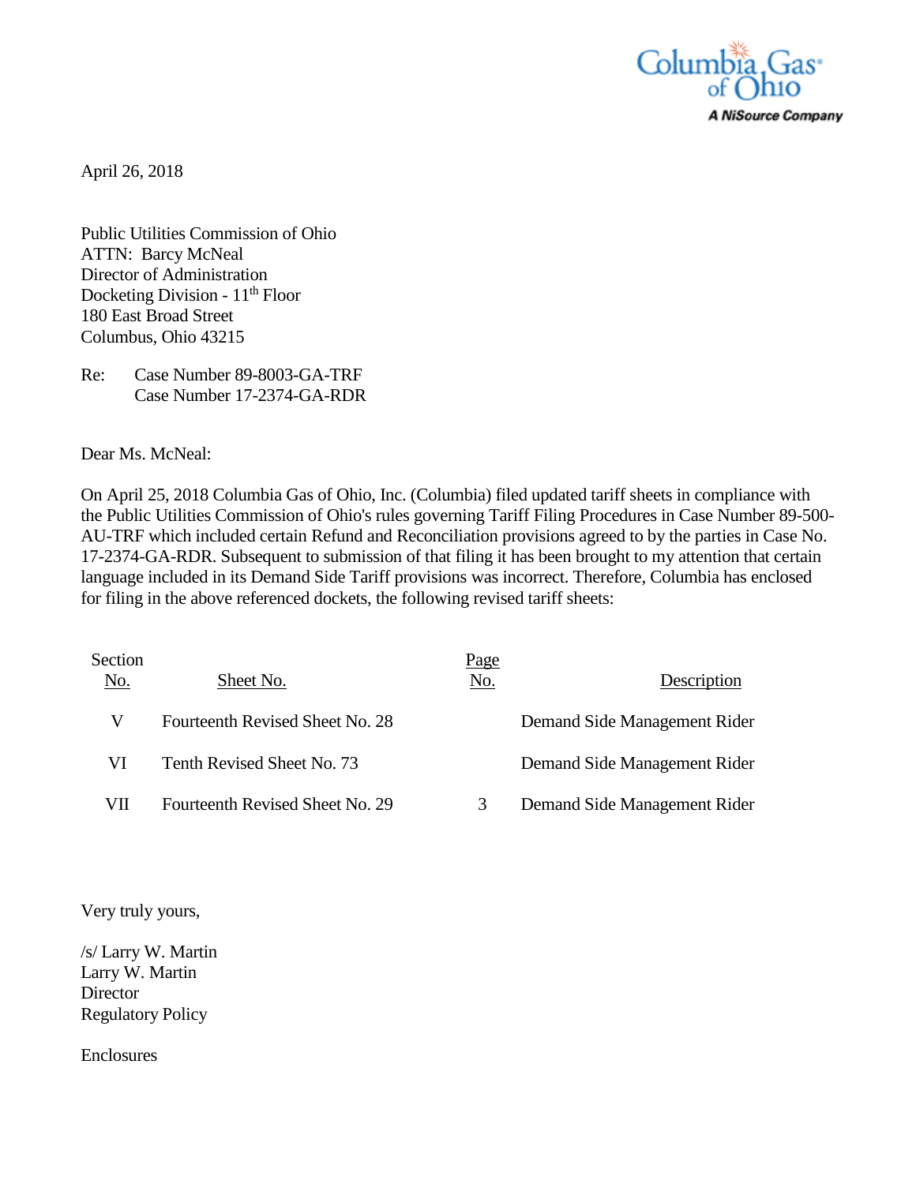Columbia Gas of Ohio
A NiSource Company

April 26, 2018

Public Utilities Commission of Ohio
ATTN: Barcy McNeal
Director of Administration
Docketing Division - 11th Floor
180 East Broad Street
Columbus, Ohio 43215

Re: Case Number 89-8003-GA-TRF
Case Number 17-2374-GA-RDR

Dear Ms. McNeal:

On April 25, 2018 Columbia Gas of Ohio, Inc. (Columbia) filed updated tariff sheets in compliance with the Public Utilities Commission of Ohio's rules governing Tariff Filing Procedures in Case Number 89-500-AU-TRF which included certain Refund and Reconciliation provisions agreed to by the parties in Case No. 17-2374-GA-RDR. Subsequent to submission of that filing it has been brought to my attention that certain language included in its Demand Side Tariff provisions was incorrect. Therefore, Columbia has enclosed for filing in the above referenced dockets, the following revised tariff sheets:

| Section No. | Sheet No. | Page No. | Description |
|---|---|---|---|
| V | Fourteenth Revised Sheet No. 28 | | Demand Side Management Rider |
| VI | Tenth Revised Sheet No. 73 | | Demand Side Management Rider |
| VII | Fourteenth Revised Sheet No. 29 | 3 | Demand Side Management Rider |

Very truly yours,

/s/ Larry W. Martin
Larry W. Martin
Director
Regulatory Policy

Enclosures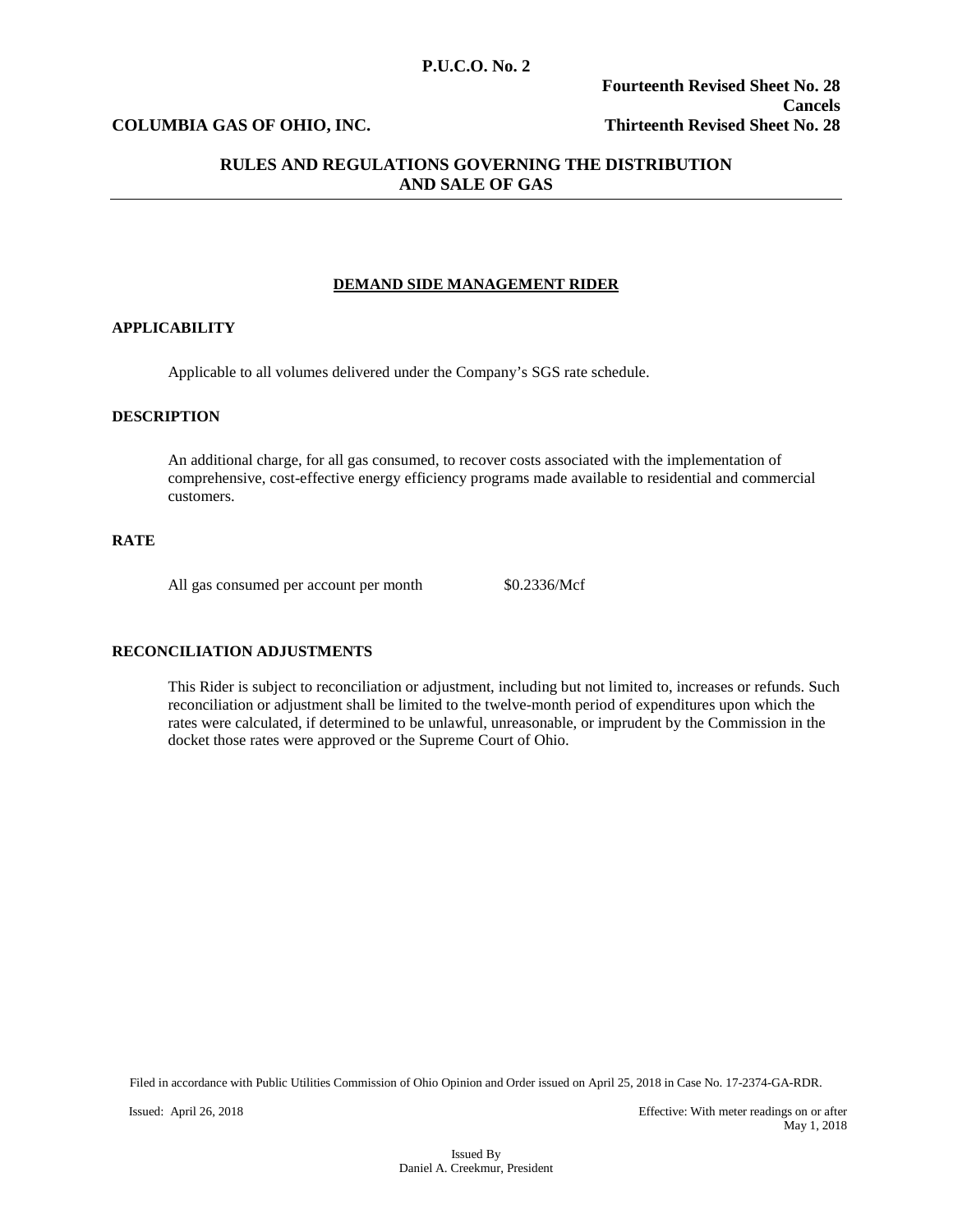P.U.C.O. No. 2

**Fourteenth Revised Sheet No. 28**
**Cancels**
**COLUMBIA GAS OF OHIO, INC.** **Thirteenth Revised Sheet No. 28**

## RULES AND REGULATIONS GOVERNING THE DISTRIBUTION AND SALE OF GAS

### DEMAND SIDE MANAGEMENT RIDER

**APPLICABILITY**

Applicable to all volumes delivered under the Company's SGS rate schedule.

**DESCRIPTION**

An additional charge, for all gas consumed, to recover costs associated with the implementation of comprehensive, cost-effective energy efficiency programs made available to residential and commercial customers.

**RATE**

All gas consumed per account per month $0.2336/Mcf

**RECONCILIATION ADJUSTMENTS**

This Rider is subject to reconciliation or adjustment, including but not limited to, increases or refunds. Such reconciliation or adjustment shall be limited to the twelve-month period of expenditures upon which the rates were calculated, if determined to be unlawful, unreasonable, or imprudent by the Commission in the docket those rates were approved or the Supreme Court of Ohio.

Filed in accordance with Public Utilities Commission of Ohio Opinion and Order issued on April 25, 2018 in Case No. 17-2374-GA-RDR.

Issued: April 26, 2018

Effective: With meter readings on or after May 1, 2018

Issued By
Daniel A. Creekmur, President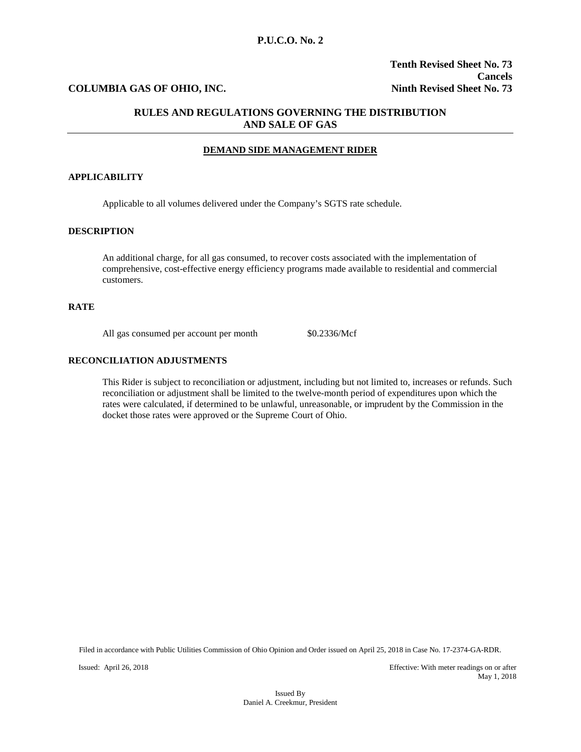P.U.C.O. No. 2

**COLUMBIA GAS OF OHIO, INC.**

**Tenth Revised Sheet No. 73**
**Cancels**
**Ninth Revised Sheet No. 73**

## RULES AND REGULATIONS GOVERNING THE DISTRIBUTION AND SALE OF GAS

### DEMAND SIDE MANAGEMENT RIDER

**APPLICABILITY**

Applicable to all volumes delivered under the Company's SGTS rate schedule.

**DESCRIPTION**

An additional charge, for all gas consumed, to recover costs associated with the implementation of comprehensive, cost-effective energy efficiency programs made available to residential and commercial customers.

**RATE**

All gas consumed per account per month $0.2336/Mcf

**RECONCILIATION ADJUSTMENTS**

This Rider is subject to reconciliation or adjustment, including but not limited to, increases or refunds. Such reconciliation or adjustment shall be limited to the twelve-month period of expenditures upon which the rates were calculated, if determined to be unlawful, unreasonable, or imprudent by the Commission in the docket those rates were approved or the Supreme Court of Ohio.

Filed in accordance with Public Utilities Commission of Ohio Opinion and Order issued on April 25, 2018 in Case No. 17-2374-GA-RDR.

Issued: April 26, 2018

Effective: With meter readings on or after May 1, 2018

Issued By
Daniel A. Creekmur, President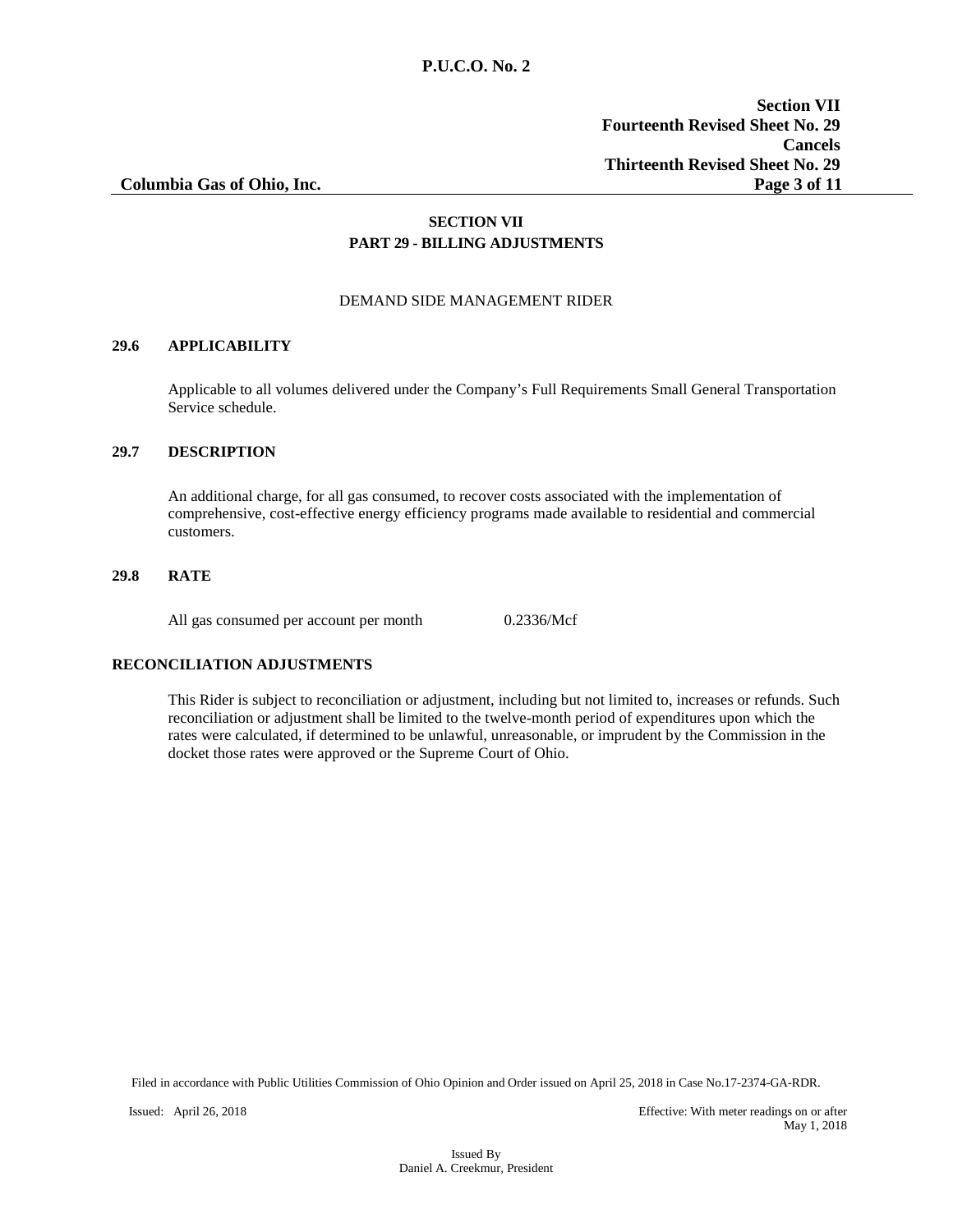**P.U.C.O. No. 2**

**Section VII**
**Fourteenth Revised Sheet No. 29**
**Cancels**
**Thirteenth Revised Sheet No. 29**

**Columbia Gas of Ohio, Inc.**

## SECTION VII
## PART 29 - BILLING ADJUSTMENTS

DEMAND SIDE MANAGEMENT RIDER

**29.6 APPLICABILITY**

Applicable to all volumes delivered under the Company's Full Requirements Small General Transportation Service schedule.

**29.7 DESCRIPTION**

An additional charge, for all gas consumed, to recover costs associated with the implementation of comprehensive, cost-effective energy efficiency programs made available to residential and commercial customers.

**29.8 RATE**

All gas consumed per account per month 0.2336/Mcf

**RECONCILIATION ADJUSTMENTS**

This Rider is subject to reconciliation or adjustment, including but not limited to, increases or refunds. Such reconciliation or adjustment shall be limited to the twelve-month period of expenditures upon which the rates were calculated, if determined to be unlawful, unreasonable, or imprudent by the Commission in the docket those rates were approved or the Supreme Court of Ohio.

Filed in accordance with Public Utilities Commission of Ohio Opinion and Order issued on April 25, 2018 in Case No.17-2374-GA-RDR.

Issued: April 26, 2018

Effective: With meter readings on or after May 1, 2018

Issued By
Daniel A. Creekmur, President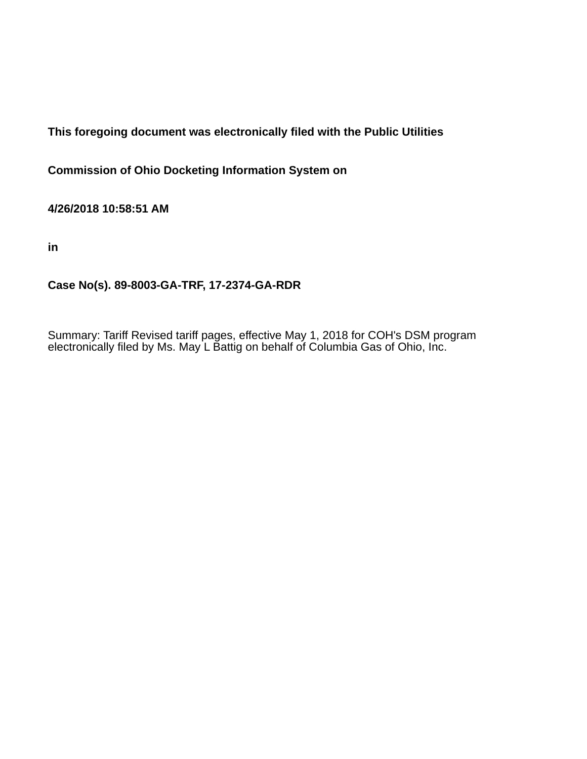**This foregoing document was electronically filed with the Public Utilities**

**Commission of Ohio Docketing Information System on**

**4/26/2018 10:58:51 AM**

**in**

**Case No(s). 89-8003-GA-TRF, 17-2374-GA-RDR**

Summary: Tariff Revised tariff pages, effective May 1, 2018 for COH's DSM program electronically filed by Ms. May L Battig on behalf of Columbia Gas of Ohio, Inc.